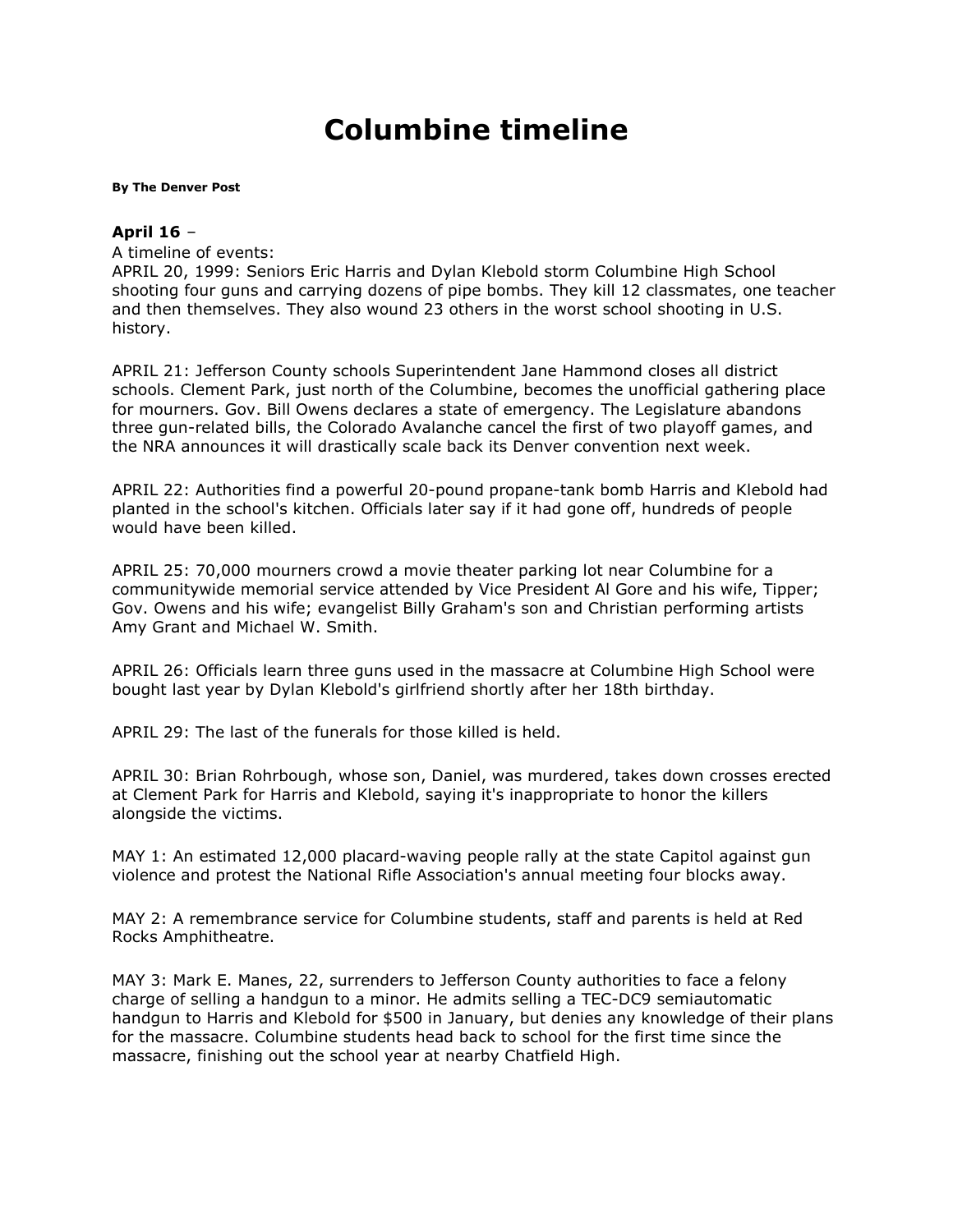# Columbine timeline

**By The Denver Post**

**April 16** –

A timeline of events:

APRIL 20, 1999: Seniors Eric Harris and Dylan Klebold storm Columbine High School shooting four guns and carrying dozens of pipe bombs. They kill 12 classmates, one teacher and then themselves. They also wound 23 others in the worst school shooting in U.S. history.

APRIL 21: Jefferson County schools Superintendent Jane Hammond closes all district schools. Clement Park, just north of the Columbine, becomes the unofficial gathering place for mourners. Gov. Bill Owens declares a state of emergency. The Legislature abandons three gun-related bills, the Colorado Avalanche cancel the first of two playoff games, and the NRA announces it will drastically scale back its Denver convention next week.

APRIL 22: Authorities find a powerful 20-pound propane-tank bomb Harris and Klebold had planted in the school's kitchen. Officials later say if it had gone off, hundreds of people would have been killed.

APRIL 25: 70,000 mourners crowd a movie theater parking lot near Columbine for a communitywide memorial service attended by Vice President Al Gore and his wife, Tipper; Gov. Owens and his wife; evangelist Billy Graham's son and Christian performing artists Amy Grant and Michael W. Smith.

APRIL 26: Officials learn three guns used in the massacre at Columbine High School were bought last year by Dylan Klebold's girlfriend shortly after her 18th birthday.

APRIL 29: The last of the funerals for those killed is held.

APRIL 30: Brian Rohrbough, whose son, Daniel, was murdered, takes down crosses erected at Clement Park for Harris and Klebold, saying it's inappropriate to honor the killers alongside the victims.

MAY 1: An estimated 12,000 placard-waving people rally at the state Capitol against gun violence and protest the National Rifle Association's annual meeting four blocks away.

MAY 2: A remembrance service for Columbine students, staff and parents is held at Red Rocks Amphitheatre.

MAY 3: Mark E. Manes, 22, surrenders to Jefferson County authorities to face a felony charge of selling a handgun to a minor. He admits selling a TEC-DC9 semiautomatic handgun to Harris and Klebold for $500 in January, but denies any knowledge of their plans for the massacre. Columbine students head back to school for the first time since the massacre, finishing out the school year at nearby Chatfield High.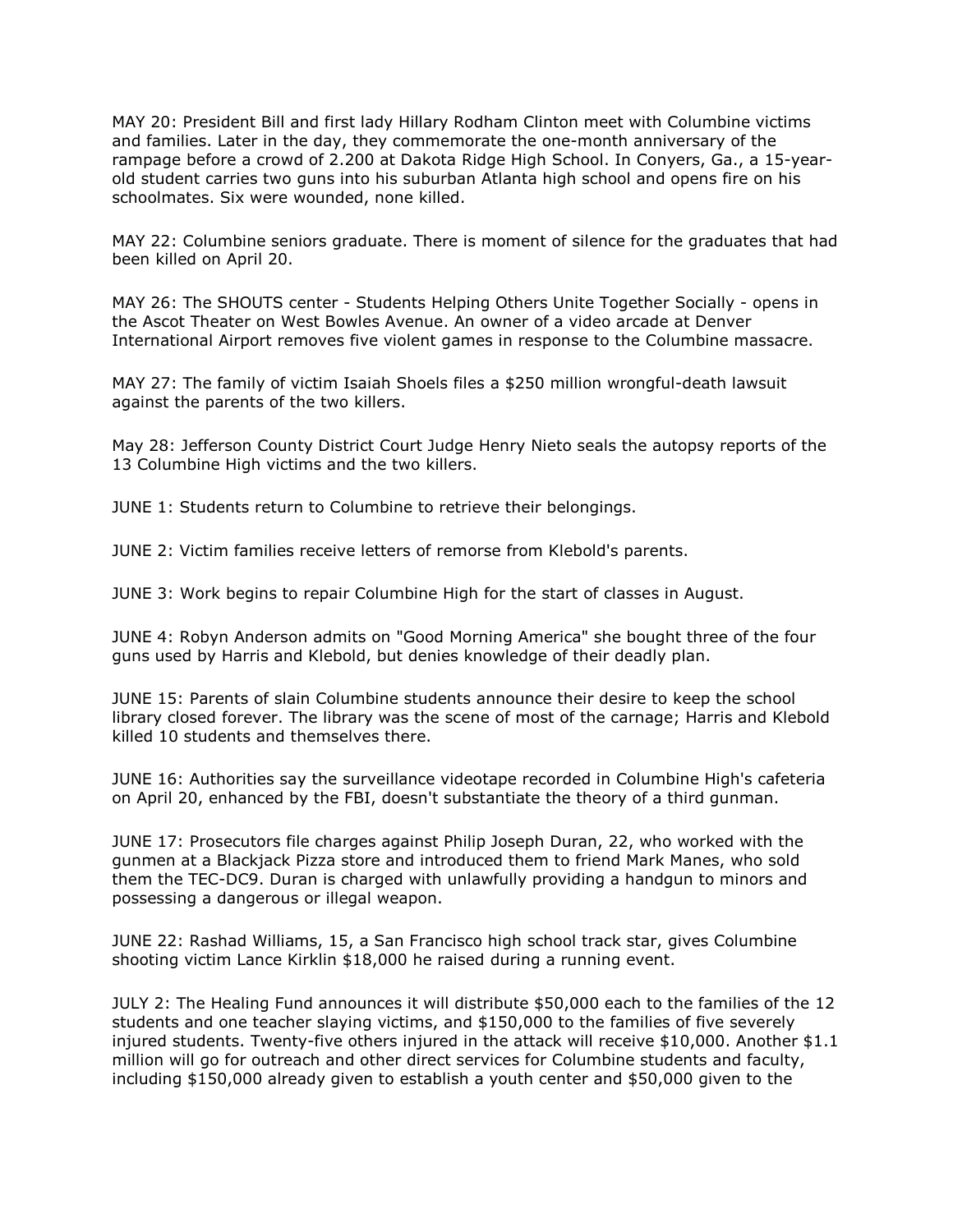MAY 20: President Bill and first lady Hillary Rodham Clinton meet with Columbine victims and families. Later in the day, they commemorate the one-month anniversary of the rampage before a crowd of 2.200 at Dakota Ridge High School. In Conyers, Ga., a 15-year-old student carries two guns into his suburban Atlanta high school and opens fire on his schoolmates. Six were wounded, none killed.

MAY 22: Columbine seniors graduate. There is moment of silence for the graduates that had been killed on April 20.

MAY 26: The SHOUTS center - Students Helping Others Unite Together Socially - opens in the Ascot Theater on West Bowles Avenue. An owner of a video arcade at Denver International Airport removes five violent games in response to the Columbine massacre.

MAY 27: The family of victim Isaiah Shoels files a $250 million wrongful-death lawsuit against the parents of the two killers.

May 28: Jefferson County District Court Judge Henry Nieto seals the autopsy reports of the 13 Columbine High victims and the two killers.

JUNE 1: Students return to Columbine to retrieve their belongings.

JUNE 2: Victim families receive letters of remorse from Klebold's parents.

JUNE 3: Work begins to repair Columbine High for the start of classes in August.

JUNE 4: Robyn Anderson admits on "Good Morning America" she bought three of the four guns used by Harris and Klebold, but denies knowledge of their deadly plan.

JUNE 15: Parents of slain Columbine students announce their desire to keep the school library closed forever. The library was the scene of most of the carnage; Harris and Klebold killed 10 students and themselves there.

JUNE 16: Authorities say the surveillance videotape recorded in Columbine High's cafeteria on April 20, enhanced by the FBI, doesn't substantiate the theory of a third gunman.

JUNE 17: Prosecutors file charges against Philip Joseph Duran, 22, who worked with the gunmen at a Blackjack Pizza store and introduced them to friend Mark Manes, who sold them the TEC-DC9. Duran is charged with unlawfully providing a handgun to minors and possessing a dangerous or illegal weapon.

JUNE 22: Rashad Williams, 15, a San Francisco high school track star, gives Columbine shooting victim Lance Kirklin $18,000 he raised during a running event.

JULY 2: The Healing Fund announces it will distribute $50,000 each to the families of the 12 students and one teacher slaying victims, and $150,000 to the families of five severely injured students. Twenty-five others injured in the attack will receive $10,000. Another $1.1 million will go for outreach and other direct services for Columbine students and faculty, including $150,000 already given to establish a youth center and $50,000 given to the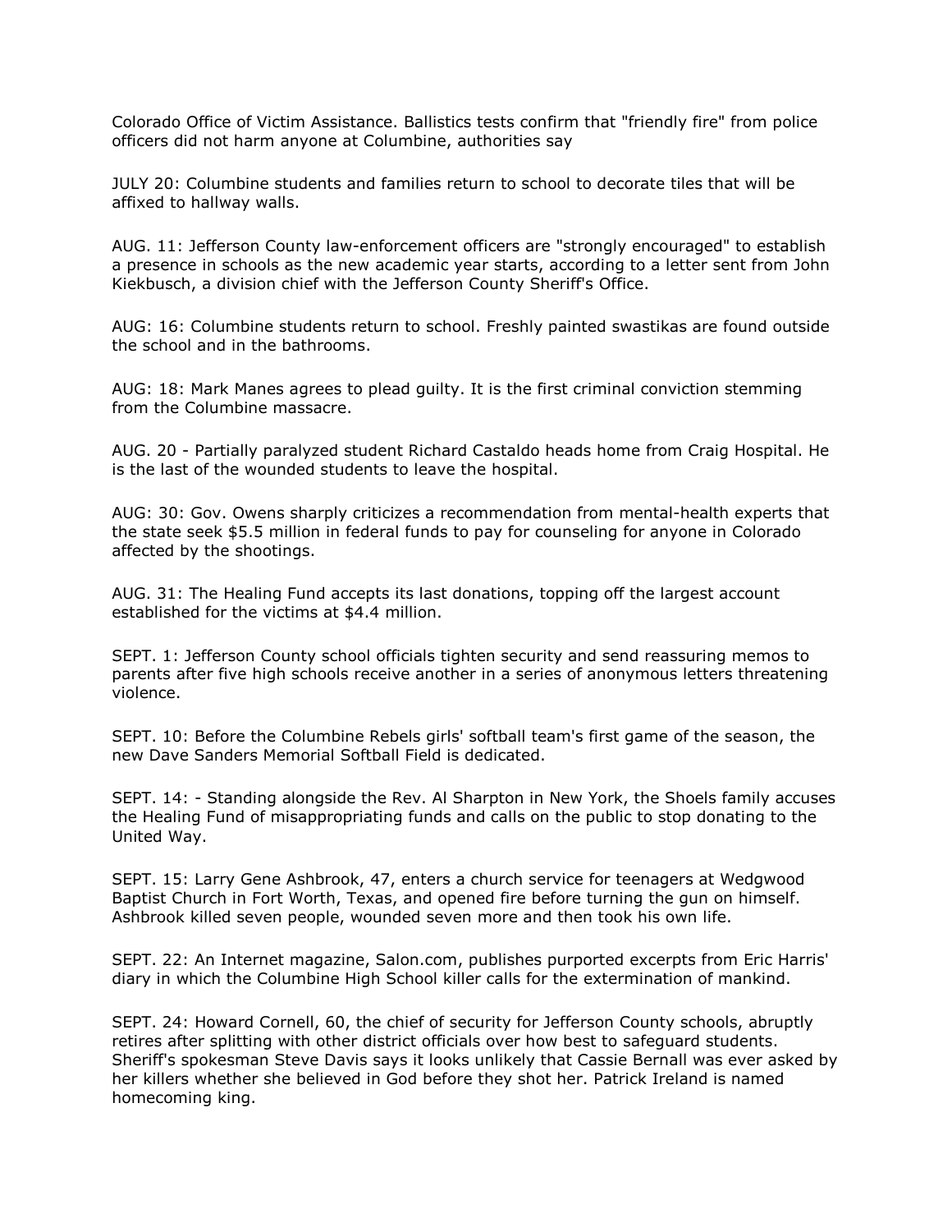Colorado Office of Victim Assistance. Ballistics tests confirm that "friendly fire" from police officers did not harm anyone at Columbine, authorities say

JULY 20: Columbine students and families return to school to decorate tiles that will be affixed to hallway walls.

AUG. 11: Jefferson County law-enforcement officers are "strongly encouraged" to establish a presence in schools as the new academic year starts, according to a letter sent from John Kiekbusch, a division chief with the Jefferson County Sheriff's Office.

AUG: 16: Columbine students return to school. Freshly painted swastikas are found outside the school and in the bathrooms.

AUG: 18: Mark Manes agrees to plead guilty. It is the first criminal conviction stemming from the Columbine massacre.

AUG. 20 - Partially paralyzed student Richard Castaldo heads home from Craig Hospital. He is the last of the wounded students to leave the hospital.

AUG: 30: Gov. Owens sharply criticizes a recommendation from mental-health experts that the state seek $5.5 million in federal funds to pay for counseling for anyone in Colorado affected by the shootings.

AUG. 31: The Healing Fund accepts its last donations, topping off the largest account established for the victims at $4.4 million.

SEPT. 1: Jefferson County school officials tighten security and send reassuring memos to parents after five high schools receive another in a series of anonymous letters threatening violence.

SEPT. 10: Before the Columbine Rebels girls' softball team's first game of the season, the new Dave Sanders Memorial Softball Field is dedicated.

SEPT. 14: - Standing alongside the Rev. Al Sharpton in New York, the Shoels family accuses the Healing Fund of misappropriating funds and calls on the public to stop donating to the United Way.

SEPT. 15: Larry Gene Ashbrook, 47, enters a church service for teenagers at Wedgwood Baptist Church in Fort Worth, Texas, and opened fire before turning the gun on himself. Ashbrook killed seven people, wounded seven more and then took his own life.

SEPT. 22: An Internet magazine, Salon.com, publishes purported excerpts from Eric Harris' diary in which the Columbine High School killer calls for the extermination of mankind.

SEPT. 24: Howard Cornell, 60, the chief of security for Jefferson County schools, abruptly retires after splitting with other district officials over how best to safeguard students. Sheriff's spokesman Steve Davis says it looks unlikely that Cassie Bernall was ever asked by her killers whether she believed in God before they shot her. Patrick Ireland is named homecoming king.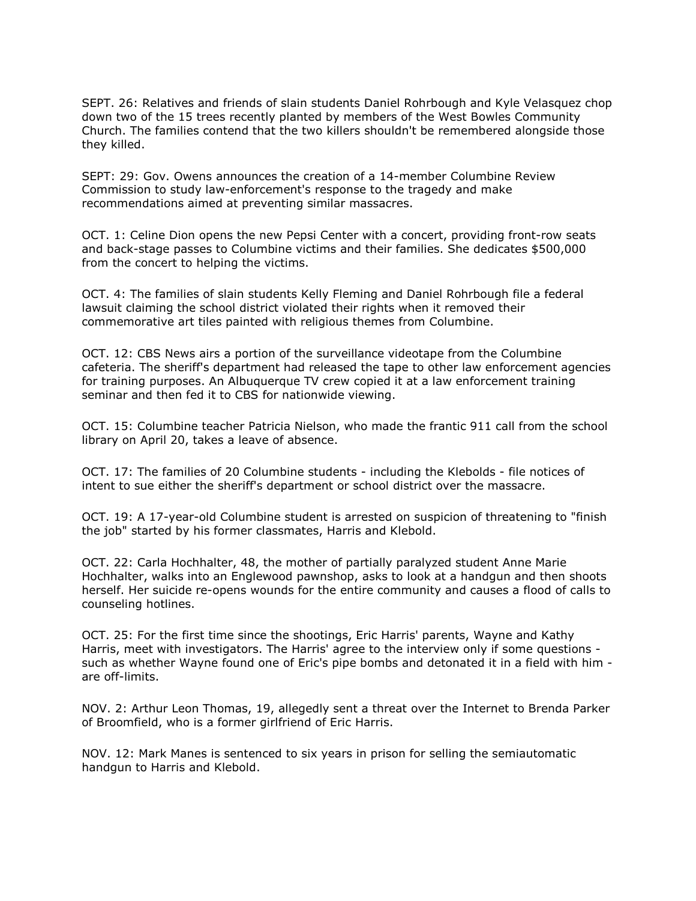SEPT. 26: Relatives and friends of slain students Daniel Rohrbough and Kyle Velasquez chop down two of the 15 trees recently planted by members of the West Bowles Community Church. The families contend that the two killers shouldn't be remembered alongside those they killed.

SEPT: 29: Gov. Owens announces the creation of a 14-member Columbine Review Commission to study law-enforcement's response to the tragedy and make recommendations aimed at preventing similar massacres.

OCT. 1: Celine Dion opens the new Pepsi Center with a concert, providing front-row seats and back-stage passes to Columbine victims and their families. She dedicates $500,000 from the concert to helping the victims.

OCT. 4: The families of slain students Kelly Fleming and Daniel Rohrbough file a federal lawsuit claiming the school district violated their rights when it removed their commemorative art tiles painted with religious themes from Columbine.

OCT. 12: CBS News airs a portion of the surveillance videotape from the Columbine cafeteria. The sheriff's department had released the tape to other law enforcement agencies for training purposes. An Albuquerque TV crew copied it at a law enforcement training seminar and then fed it to CBS for nationwide viewing.

OCT. 15: Columbine teacher Patricia Nielson, who made the frantic 911 call from the school library on April 20, takes a leave of absence.

OCT. 17: The families of 20 Columbine students - including the Klebolds - file notices of intent to sue either the sheriff's department or school district over the massacre.

OCT. 19: A 17-year-old Columbine student is arrested on suspicion of threatening to "finish the job" started by his former classmates, Harris and Klebold.

OCT. 22: Carla Hochhalter, 48, the mother of partially paralyzed student Anne Marie Hochhalter, walks into an Englewood pawnshop, asks to look at a handgun and then shoots herself. Her suicide re-opens wounds for the entire community and causes a flood of calls to counseling hotlines.

OCT. 25: For the first time since the shootings, Eric Harris' parents, Wayne and Kathy Harris, meet with investigators. The Harris' agree to the interview only if some questions - such as whether Wayne found one of Eric's pipe bombs and detonated it in a field with him - are off-limits.

NOV. 2: Arthur Leon Thomas, 19, allegedly sent a threat over the Internet to Brenda Parker of Broomfield, who is a former girlfriend of Eric Harris.

NOV. 12: Mark Manes is sentenced to six years in prison for selling the semiautomatic handgun to Harris and Klebold.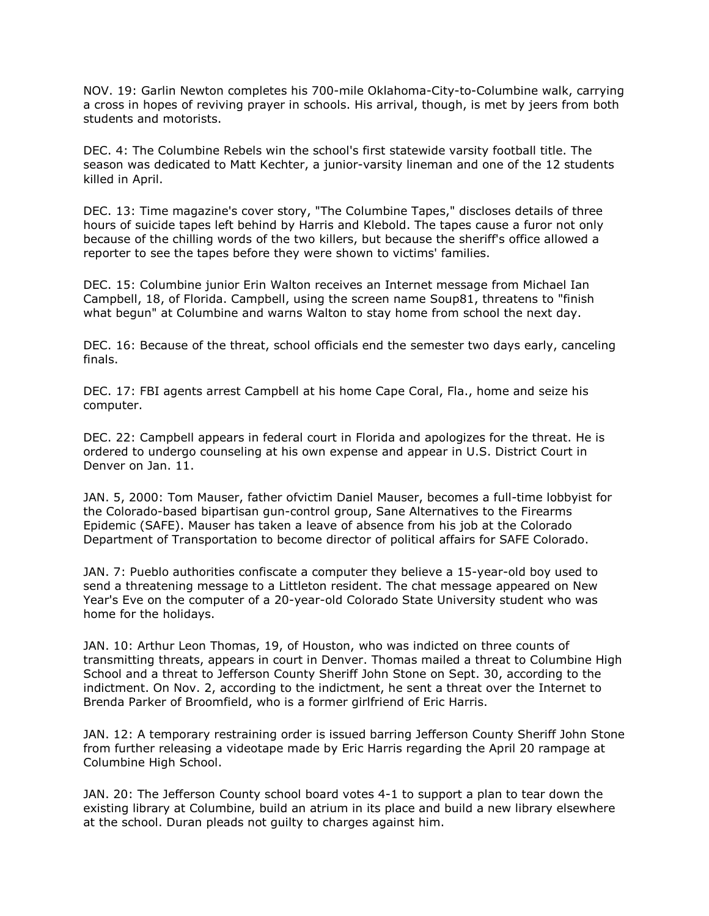NOV. 19: Garlin Newton completes his 700-mile Oklahoma-City-to-Columbine walk, carrying a cross in hopes of reviving prayer in schools. His arrival, though, is met by jeers from both students and motorists.

DEC. 4: The Columbine Rebels win the school's first statewide varsity football title. The season was dedicated to Matt Kechter, a junior-varsity lineman and one of the 12 students killed in April.

DEC. 13: Time magazine's cover story, "The Columbine Tapes," discloses details of three hours of suicide tapes left behind by Harris and Klebold. The tapes cause a furor not only because of the chilling words of the two killers, but because the sheriff's office allowed a reporter to see the tapes before they were shown to victims' families.

DEC. 15: Columbine junior Erin Walton receives an Internet message from Michael Ian Campbell, 18, of Florida. Campbell, using the screen name Soup81, threatens to "finish what begun" at Columbine and warns Walton to stay home from school the next day.

DEC. 16: Because of the threat, school officials end the semester two days early, canceling finals.

DEC. 17: FBI agents arrest Campbell at his home Cape Coral, Fla., home and seize his computer.

DEC. 22: Campbell appears in federal court in Florida and apologizes for the threat. He is ordered to undergo counseling at his own expense and appear in U.S. District Court in Denver on Jan. 11.

JAN. 5, 2000: Tom Mauser, father ofvictim Daniel Mauser, becomes a full-time lobbyist for the Colorado-based bipartisan gun-control group, Sane Alternatives to the Firearms Epidemic (SAFE). Mauser has taken a leave of absence from his job at the Colorado Department of Transportation to become director of political affairs for SAFE Colorado.

JAN. 7: Pueblo authorities confiscate a computer they believe a 15-year-old boy used to send a threatening message to a Littleton resident. The chat message appeared on New Year's Eve on the computer of a 20-year-old Colorado State University student who was home for the holidays.

JAN. 10: Arthur Leon Thomas, 19, of Houston, who was indicted on three counts of transmitting threats, appears in court in Denver. Thomas mailed a threat to Columbine High School and a threat to Jefferson County Sheriff John Stone on Sept. 30, according to the indictment. On Nov. 2, according to the indictment, he sent a threat over the Internet to Brenda Parker of Broomfield, who is a former girlfriend of Eric Harris.

JAN. 12: A temporary restraining order is issued barring Jefferson County Sheriff John Stone from further releasing a videotape made by Eric Harris regarding the April 20 rampage at Columbine High School.

JAN. 20: The Jefferson County school board votes 4-1 to support a plan to tear down the existing library at Columbine, build an atrium in its place and build a new library elsewhere at the school. Duran pleads not guilty to charges against him.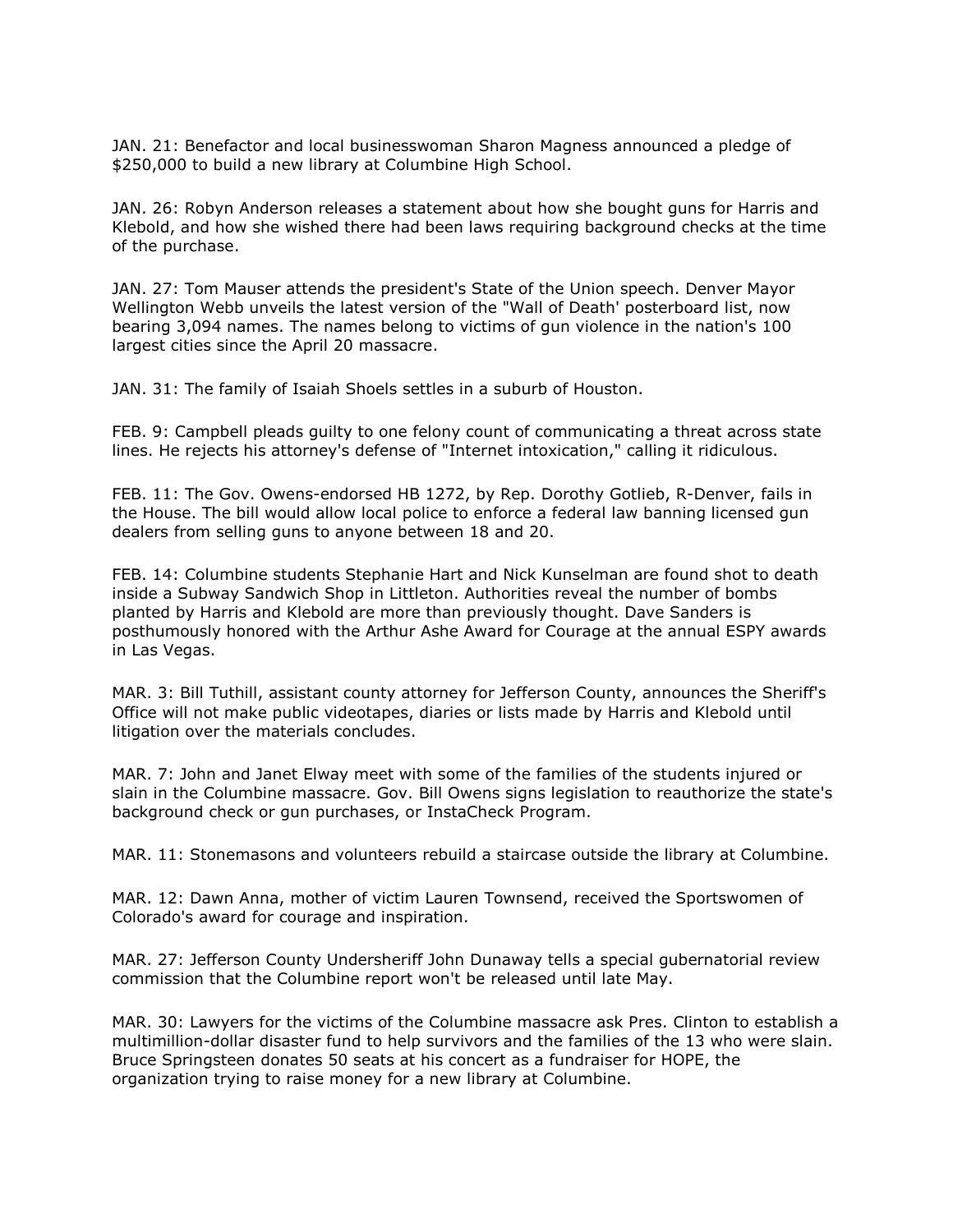JAN. 21: Benefactor and local businesswoman Sharon Magness announced a pledge of $250,000 to build a new library at Columbine High School.

JAN. 26: Robyn Anderson releases a statement about how she bought guns for Harris and Klebold, and how she wished there had been laws requiring background checks at the time of the purchase.

JAN. 27: Tom Mauser attends the president's State of the Union speech. Denver Mayor Wellington Webb unveils the latest version of the "Wall of Death' posterboard list, now bearing 3,094 names. The names belong to victims of gun violence in the nation's 100 largest cities since the April 20 massacre.

JAN. 31: The family of Isaiah Shoels settles in a suburb of Houston.

FEB. 9: Campbell pleads guilty to one felony count of communicating a threat across state lines. He rejects his attorney's defense of "Internet intoxication," calling it ridiculous.

FEB. 11: The Gov. Owens-endorsed HB 1272, by Rep. Dorothy Gotlieb, R-Denver, fails in the House. The bill would allow local police to enforce a federal law banning licensed gun dealers from selling guns to anyone between 18 and 20.

FEB. 14: Columbine students Stephanie Hart and Nick Kunselman are found shot to death inside a Subway Sandwich Shop in Littleton. Authorities reveal the number of bombs planted by Harris and Klebold are more than previously thought. Dave Sanders is posthumously honored with the Arthur Ashe Award for Courage at the annual ESPY awards in Las Vegas.

MAR. 3: Bill Tuthill, assistant county attorney for Jefferson County, announces the Sheriff's Office will not make public videotapes, diaries or lists made by Harris and Klebold until litigation over the materials concludes.

MAR. 7: John and Janet Elway meet with some of the families of the students injured or slain in the Columbine massacre. Gov. Bill Owens signs legislation to reauthorize the state's background check or gun purchases, or InstaCheck Program.

MAR. 11: Stonemasons and volunteers rebuild a staircase outside the library at Columbine.

MAR. 12: Dawn Anna, mother of victim Lauren Townsend, received the Sportswomen of Colorado's award for courage and inspiration.

MAR. 27: Jefferson County Undersheriff John Dunaway tells a special gubernatorial review commission that the Columbine report won't be released until late May.

MAR. 30: Lawyers for the victims of the Columbine massacre ask Pres. Clinton to establish a multimillion-dollar disaster fund to help survivors and the families of the 13 who were slain. Bruce Springsteen donates 50 seats at his concert as a fundraiser for HOPE, the organization trying to raise money for a new library at Columbine.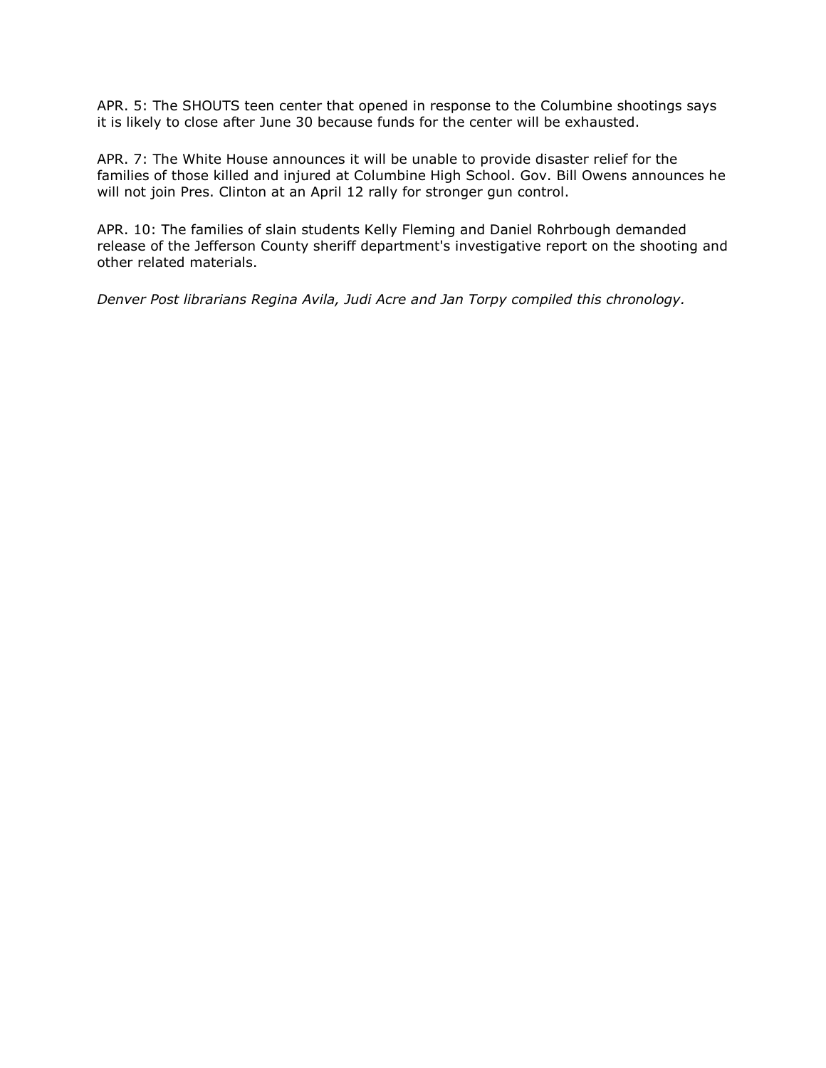APR. 5: The SHOUTS teen center that opened in response to the Columbine shootings says it is likely to close after June 30 because funds for the center will be exhausted.

APR. 7: The White House announces it will be unable to provide disaster relief for the families of those killed and injured at Columbine High School. Gov. Bill Owens announces he will not join Pres. Clinton at an April 12 rally for stronger gun control.

APR. 10: The families of slain students Kelly Fleming and Daniel Rohrbough demanded release of the Jefferson County sheriff department's investigative report on the shooting and other related materials.

*Denver Post librarians Regina Avila, Judi Acre and Jan Torpy compiled this chronology.*